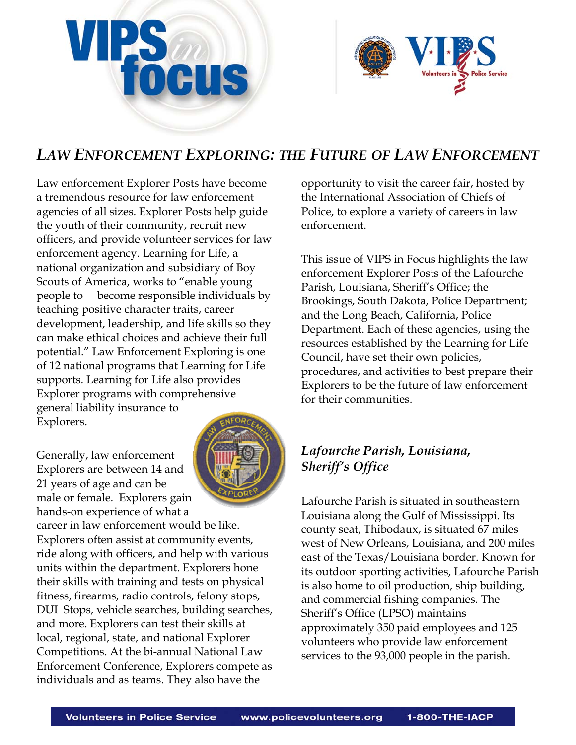# VIPS in focus

## *LAW ENFORCEMENT EXPLORING: THE FUTURE OF LAW ENFORCEMENT*

Law enforcement Explorer Posts have become a tremendous resource for law enforcement agencies of all sizes. Explorer Posts help guide the youth of their community, recruit new officers, and provide volunteer services for law enforcement agency. Learning for Life, a national organization and subsidiary of Boy Scouts of America, works to "enable young people to become responsible individuals by teaching positive character traits, career development, leadership, and life skills so they can make ethical choices and achieve their full potential." Law Enforcement Exploring is one of 12 national programs that Learning for Life supports. Learning for Life also provides Explorer programs with comprehensive general liability insurance to Explorers.

Generally, law enforcement Explorers are between 14 and 21 years of age and can be male or female. Explorers gain hands-on experience of what a career in law enforcement would be like. Explorers often assist at community events, ride along with officers, and help with various units within the department. Explorers hone their skills with training and tests on physical fitness, firearms, radio controls, felony stops, DUI Stops, vehicle searches, building searches, and more. Explorers can test their skills at local, regional, state, and national Explorer Competitions. At the bi-annual National Law Enforcement Conference, Explorers compete as individuals and as teams. They also have the opportunity to visit the career fair, hosted by the International Association of Chiefs of Police, to explore a variety of careers in law enforcement.

This issue of VIPS in Focus highlights the law enforcement Explorer Posts of the Lafourche Parish, Louisiana, Sheriff's Office; the Brookings, South Dakota, Police Department; and the Long Beach, California, Police Department. Each of these agencies, using the resources established by the Learning for Life Council, have set their own policies, procedures, and activities to best prepare their Explorers to be the future of law enforcement for their communities.

### *Lafourche Parish, Louisiana, Sheriff's Office*

Lafourche Parish is situated in southeastern Louisiana along the Gulf of Mississippi. Its county seat, Thibodaux, is situated 67 miles west of New Orleans, Louisiana, and 200 miles east of the Texas/Louisiana border. Known for its outdoor sporting activities, Lafourche Parish is also home to oil production, ship building, and commercial fishing companies. The Sheriff's Office (LPSO) maintains approximately 350 paid employees and 125 volunteers who provide law enforcement services to the 93,000 people in the parish.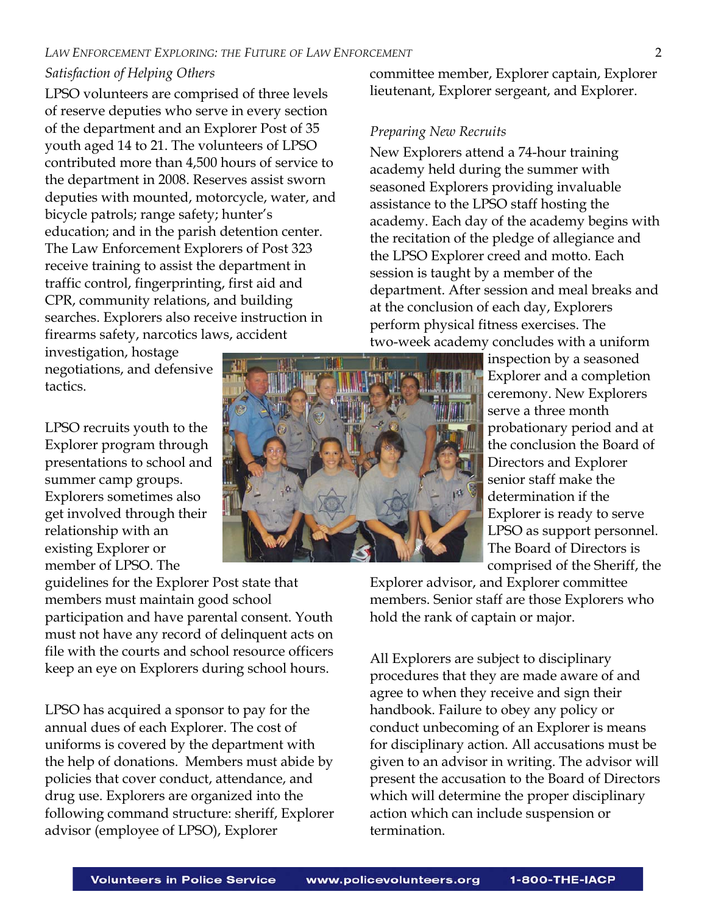*Satisfaction of Helping Others*

LPSO volunteers are comprised of three levels of reserve deputies who serve in every section of the department and an Explorer Post of 35 youth aged 14 to 21. The volunteers of LPSO contributed more than 4,500 hours of service to the department in 2008. Reserves assist sworn deputies with mounted, motorcycle, water, and bicycle patrols; range safety; hunter's education; and in the parish detention center. The Law Enforcement Explorers of Post 323 receive training to assist the department in traffic control, fingerprinting, first aid and CPR, community relations, and building searches. Explorers also receive instruction in firearms safety, narcotics laws, accident investigation, hostage negotiations, and defensive tactics.

LPSO recruits youth to the Explorer program through presentations to school and summer camp groups. Explorers sometimes also get involved through their relationship with an existing Explorer or member of LPSO. The guidelines for the Explorer Post state that members must maintain good school participation and have parental consent. Youth must not have any record of delinquent acts on file with the courts and school resource officers keep an eye on Explorers during school hours.

LPSO has acquired a sponsor to pay for the annual dues of each Explorer. The cost of uniforms is covered by the department with the help of donations. Members must abide by policies that cover conduct, attendance, and drug use. Explorers are organized into the following command structure: sheriff, Explorer advisor (employee of LPSO), Explorer committee member, Explorer captain, Explorer lieutenant, Explorer sergeant, and Explorer.

*Preparing New Recruits*

New Explorers attend a 74-hour training academy held during the summer with seasoned Explorers providing invaluable assistance to the LPSO staff hosting the academy. Each day of the academy begins with the recitation of the pledge of allegiance and the LPSO Explorer creed and motto. Each session is taught by a member of the department. After session and meal breaks and at the conclusion of each day, Explorers perform physical fitness exercises. The two-week academy concludes with a uniform inspection by a seasoned Explorer and a completion ceremony. New Explorers serve a three month probationary period and at the conclusion the Board of Directors and Explorer senior staff make the determination if the Explorer is ready to serve LPSO as support personnel. The Board of Directors is comprised of the Sheriff, the Explorer advisor, and Explorer committee members. Senior staff are those Explorers who hold the rank of captain or major.

All Explorers are subject to disciplinary procedures that they are made aware of and agree to when they receive and sign their handbook. Failure to obey any policy or conduct unbecoming of an Explorer is means for disciplinary action. All accusations must be given to an advisor in writing. The advisor will present the accusation to the Board of Directors which will determine the proper disciplinary action which can include suspension or termination.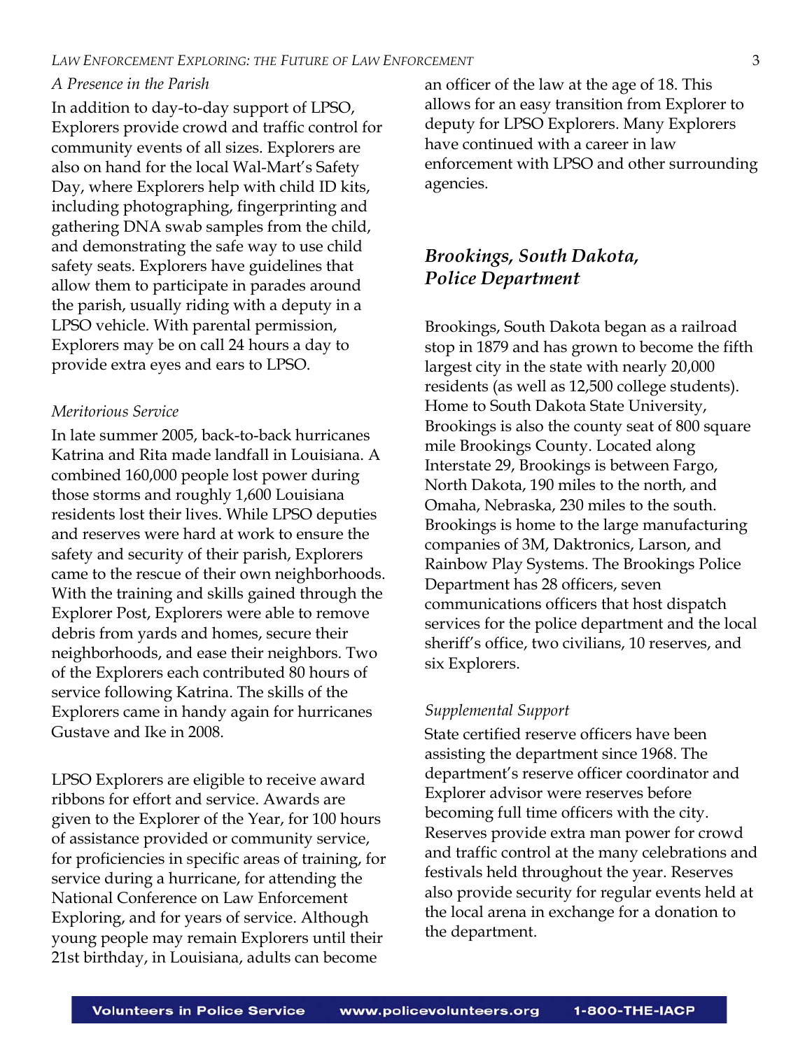*A Presence in the Parish*

In addition to day-to-day support of LPSO, Explorers provide crowd and traffic control for community events of all sizes. Explorers are also on hand for the local Wal-Mart's Safety Day, where Explorers help with child ID kits, including photographing, fingerprinting and gathering DNA swab samples from the child, and demonstrating the safe way to use child safety seats. Explorers have guidelines that allow them to participate in parades around the parish, usually riding with a deputy in a LPSO vehicle. With parental permission, Explorers may be on call 24 hours a day to provide extra eyes and ears to LPSO.

*Meritorious Service*

In late summer 2005, back-to-back hurricanes Katrina and Rita made landfall in Louisiana. A combined 160,000 people lost power during those storms and roughly 1,600 Louisiana residents lost their lives. While LPSO deputies and reserves were hard at work to ensure the safety and security of their parish, Explorers came to the rescue of their own neighborhoods. With the training and skills gained through the Explorer Post, Explorers were able to remove debris from yards and homes, secure their neighborhoods, and ease their neighbors. Two of the Explorers each contributed 80 hours of service following Katrina. The skills of the Explorers came in handy again for hurricanes Gustave and Ike in 2008.

LPSO Explorers are eligible to receive award ribbons for effort and service. Awards are given to the Explorer of the Year, for 100 hours of assistance provided or community service, for proficiencies in specific areas of training, for service during a hurricane, for attending the National Conference on Law Enforcement Exploring, and for years of service. Although young people may remain Explorers until their 21st birthday, in Louisiana, adults can become an officer of the law at the age of 18. This allows for an easy transition from Explorer to deputy for LPSO Explorers. Many Explorers have continued with a career in law enforcement with LPSO and other surrounding agencies.

## *Brookings, South Dakota, Police Department*

Brookings, South Dakota began as a railroad stop in 1879 and has grown to become the fifth largest city in the state with nearly 20,000 residents (as well as 12,500 college students). Home to South Dakota State University, Brookings is also the county seat of 800 square mile Brookings County. Located along Interstate 29, Brookings is between Fargo, North Dakota, 190 miles to the north, and Omaha, Nebraska, 230 miles to the south. Brookings is home to the large manufacturing companies of 3M, Daktronics, Larson, and Rainbow Play Systems. The Brookings Police Department has 28 officers, seven communications officers that host dispatch services for the police department and the local sheriff's office, two civilians, 10 reserves, and six Explorers.

*Supplemental Support*

State certified reserve officers have been assisting the department since 1968. The department's reserve officer coordinator and Explorer advisor were reserves before becoming full time officers with the city. Reserves provide extra man power for crowd and traffic control at the many celebrations and festivals held throughout the year. Reserves also provide security for regular events held at the local arena in exchange for a donation to the department.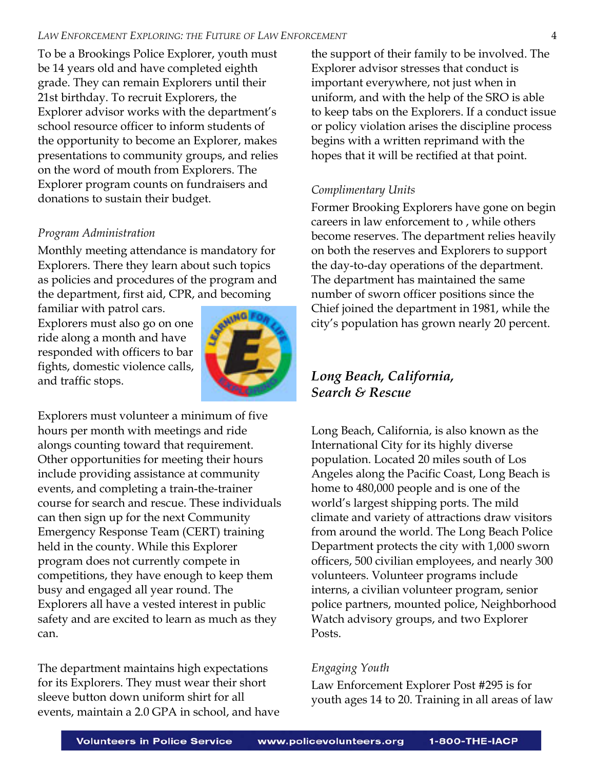To be a Brookings Police Explorer, youth must be 14 years old and have completed eighth grade. They can remain Explorers until their 21st birthday. To recruit Explorers, the Explorer advisor works with the department's school resource officer to inform students of the opportunity to become an Explorer, makes presentations to community groups, and relies on the word of mouth from Explorers. The Explorer program counts on fundraisers and donations to sustain their budget.

*Program Administration*

Monthly meeting attendance is mandatory for Explorers. There they learn about such topics as policies and procedures of the program and the department, first aid, CPR, and becoming familiar with patrol cars. Explorers must also go on one ride along a month and have responded with officers to bar fights, domestic violence calls, and traffic stops.

Explorers must volunteer a minimum of five hours per month with meetings and ride alongs counting toward that requirement. Other opportunities for meeting their hours include providing assistance at community events, and completing a train-the-trainer course for search and rescue. These individuals can then sign up for the next Community Emergency Response Team (CERT) training held in the county. While this Explorer program does not currently compete in competitions, they have enough to keep them busy and engaged all year round. The Explorers all have a vested interest in public safety and are excited to learn as much as they can.

The department maintains high expectations for its Explorers. They must wear their short sleeve button down uniform shirt for all events, maintain a 2.0 GPA in school, and have the support of their family to be involved. The Explorer advisor stresses that conduct is important everywhere, not just when in uniform, and with the help of the SRO is able to keep tabs on the Explorers. If a conduct issue or policy violation arises the discipline process begins with a written reprimand with the hopes that it will be rectified at that point.

*Complimentary Units*

Former Brooking Explorers have gone on begin careers in law enforcement to , while others become reserves. The department relies heavily on both the reserves and Explorers to support the day-to-day operations of the department. The department has maintained the same number of sworn officer positions since the Chief joined the department in 1981, while the city's population has grown nearly 20 percent.

## *Long Beach, California, Search & Rescue*

Long Beach, California, is also known as the International City for its highly diverse population. Located 20 miles south of Los Angeles along the Pacific Coast, Long Beach is home to 480,000 people and is one of the world's largest shipping ports. The mild climate and variety of attractions draw visitors from around the world. The Long Beach Police Department protects the city with 1,000 sworn officers, 500 civilian employees, and nearly 300 volunteers. Volunteer programs include interns, a civilian volunteer program, senior police partners, mounted police, Neighborhood Watch advisory groups, and two Explorer Posts.

*Engaging Youth*

Law Enforcement Explorer Post #295 is for youth ages 14 to 20. Training in all areas of law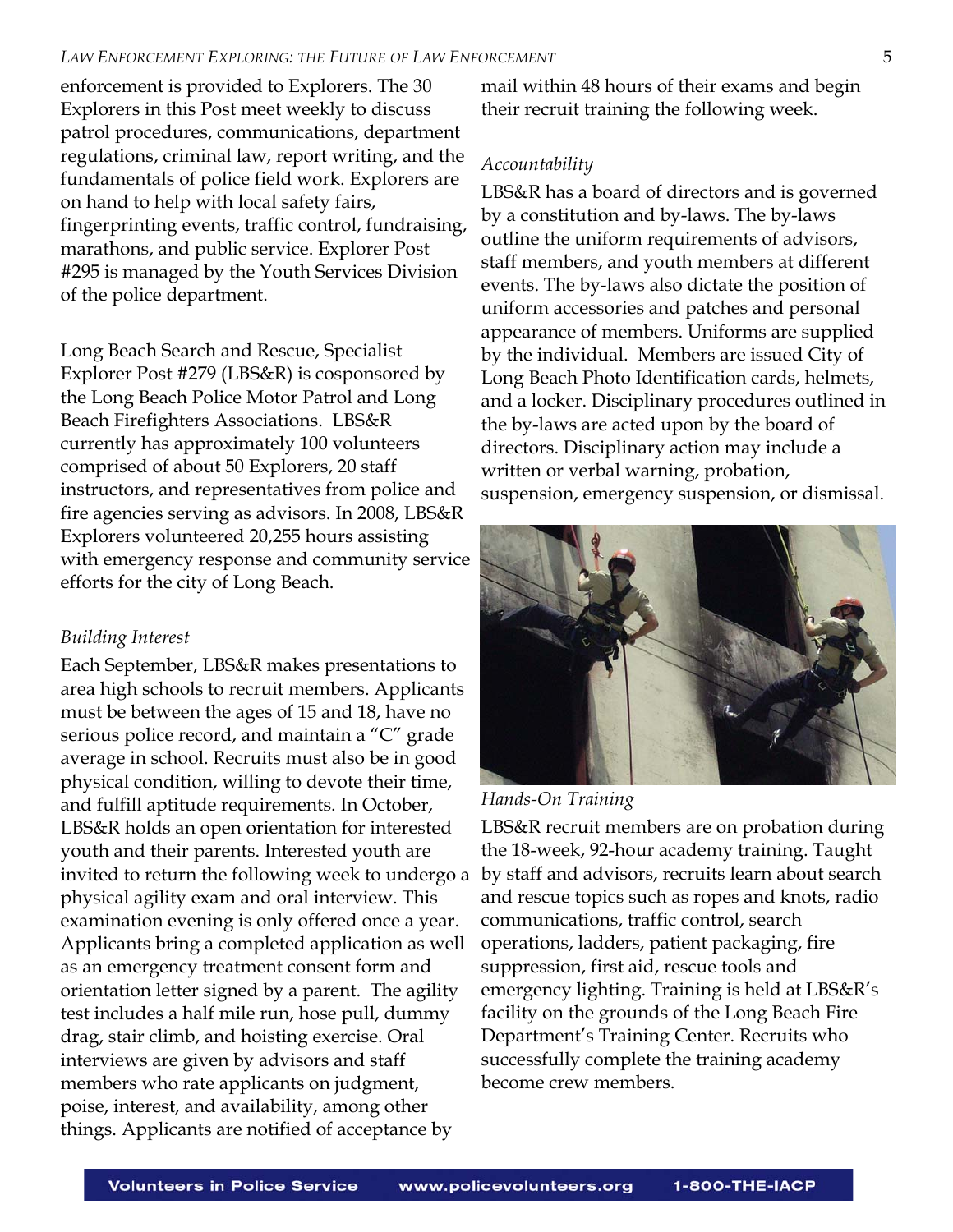enforcement is provided to Explorers. The 30 Explorers in this Post meet weekly to discuss patrol procedures, communications, department regulations, criminal law, report writing, and the fundamentals of police field work. Explorers are on hand to help with local safety fairs, fingerprinting events, traffic control, fundraising, marathons, and public service. Explorer Post #295 is managed by the Youth Services Division of the police department.

Long Beach Search and Rescue, Specialist Explorer Post #279 (LBS&R) is cosponsored by the Long Beach Police Motor Patrol and Long Beach Firefighters Associations. LBS&R currently has approximately 100 volunteers comprised of about 50 Explorers, 20 staff instructors, and representatives from police and fire agencies serving as advisors. In 2008, LBS&R Explorers volunteered 20,255 hours assisting with emergency response and community service efforts for the city of Long Beach.

*Building Interest*

Each September, LBS&R makes presentations to area high schools to recruit members. Applicants must be between the ages of 15 and 18, have no serious police record, and maintain a "C" grade average in school. Recruits must also be in good physical condition, willing to devote their time, and fulfill aptitude requirements. In October, LBS&R holds an open orientation for interested youth and their parents. Interested youth are invited to return the following week to undergo a physical agility exam and oral interview. This examination evening is only offered once a year. Applicants bring a completed application as well as an emergency treatment consent form and orientation letter signed by a parent. The agility test includes a half mile run, hose pull, dummy drag, stair climb, and hoisting exercise. Oral interviews are given by advisors and staff members who rate applicants on judgment, poise, interest, and availability, among other things. Applicants are notified of acceptance by mail within 48 hours of their exams and begin their recruit training the following week.

*Accountability*

LBS&R has a board of directors and is governed by a constitution and by-laws. The by-laws outline the uniform requirements of advisors, staff members, and youth members at different events. The by-laws also dictate the position of uniform accessories and patches and personal appearance of members. Uniforms are supplied by the individual. Members are issued City of Long Beach Photo Identification cards, helmets, and a locker. Disciplinary procedures outlined in the by-laws are acted upon by the board of directors. Disciplinary action may include a written or verbal warning, probation, suspension, emergency suspension, or dismissal.

*Hands-On Training*

LBS&R recruit members are on probation during the 18-week, 92-hour academy training. Taught by staff and advisors, recruits learn about search and rescue topics such as ropes and knots, radio communications, traffic control, search operations, ladders, patient packaging, fire suppression, first aid, rescue tools and emergency lighting. Training is held at LBS&R's facility on the grounds of the Long Beach Fire Department's Training Center. Recruits who successfully complete the training academy become crew members.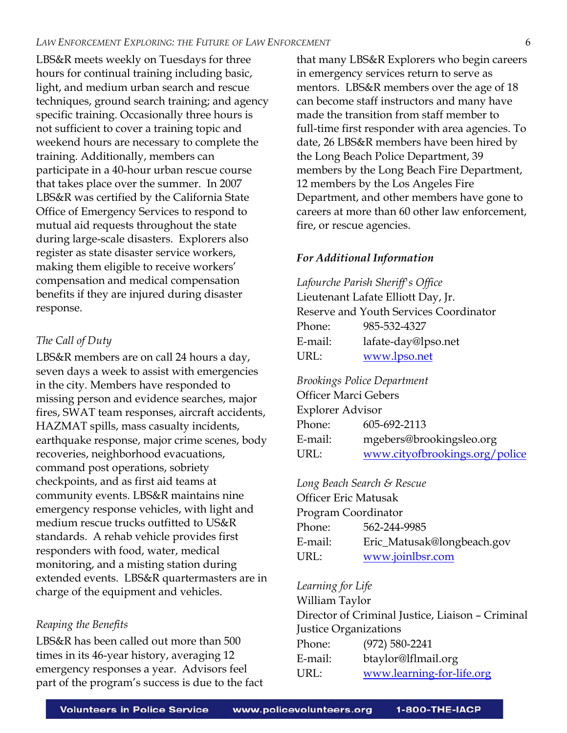LBS&R meets weekly on Tuesdays for three hours for continual training including basic, light, and medium urban search and rescue techniques, ground search training; and agency specific training. Occasionally three hours is not sufficient to cover a training topic and weekend hours are necessary to complete the training. Additionally, members can participate in a 40-hour urban rescue course that takes place over the summer. In 2007 LBS&R was certified by the California State Office of Emergency Services to respond to mutual aid requests throughout the state during large-scale disasters. Explorers also register as state disaster service workers, making them eligible to receive workers' compensation and medical compensation benefits if they are injured during disaster response.

*The Call of Duty*

LBS&R members are on call 24 hours a day, seven days a week to assist with emergencies in the city. Members have responded to missing person and evidence searches, major fires, SWAT team responses, aircraft accidents, HAZMAT spills, mass casualty incidents, earthquake response, major crime scenes, body recoveries, neighborhood evacuations, command post operations, sobriety checkpoints, and as first aid teams at community events. LBS&R maintains nine emergency response vehicles, with light and medium rescue trucks outfitted to US&R standards. A rehab vehicle provides first responders with food, water, medical monitoring, and a misting station during extended events. LBS&R quartermasters are in charge of the equipment and vehicles.

*Reaping the Benefits*

LBS&R has been called out more than 500 times in its 46-year history, averaging 12 emergency responses a year. Advisors feel part of the program's success is due to the fact that many LBS&R Explorers who begin careers in emergency services return to serve as mentors. LBS&R members over the age of 18 can become staff instructors and many have made the transition from staff member to full-time first responder with area agencies. To date, 26 LBS&R members have been hired by the Long Beach Police Department, 39 members by the Long Beach Fire Department, 12 members by the Los Angeles Fire Department, and other members have gone to careers at more than 60 other law enforcement, fire, or rescue agencies.

***For Additional Information***

*Lafourche Parish Sheriff's Office*
Lieutenant Lafate Elliott Day, Jr.
Reserve and Youth Services Coordinator
Phone: 985-532-4327
E-mail: lafate-day@lpso.net
URL: www.lpso.net

*Brookings Police Department*
Officer Marci Gebers
Explorer Advisor
Phone: 605-692-2113
E-mail: mgebers@brookingsleo.org
URL: www.cityofbrookings.org/police

*Long Beach Search & Rescue*
Officer Eric Matusak
Program Coordinator
Phone: 562-244-9985
E-mail: Eric_Matusak@longbeach.gov
URL: www.joinlbsr.com

*Learning for Life*
William Taylor
Director of Criminal Justice, Liaison – Criminal Justice Organizations
Phone: (972) 580-2241
E-mail: btaylor@lflmail.org
URL: www.learning-for-life.org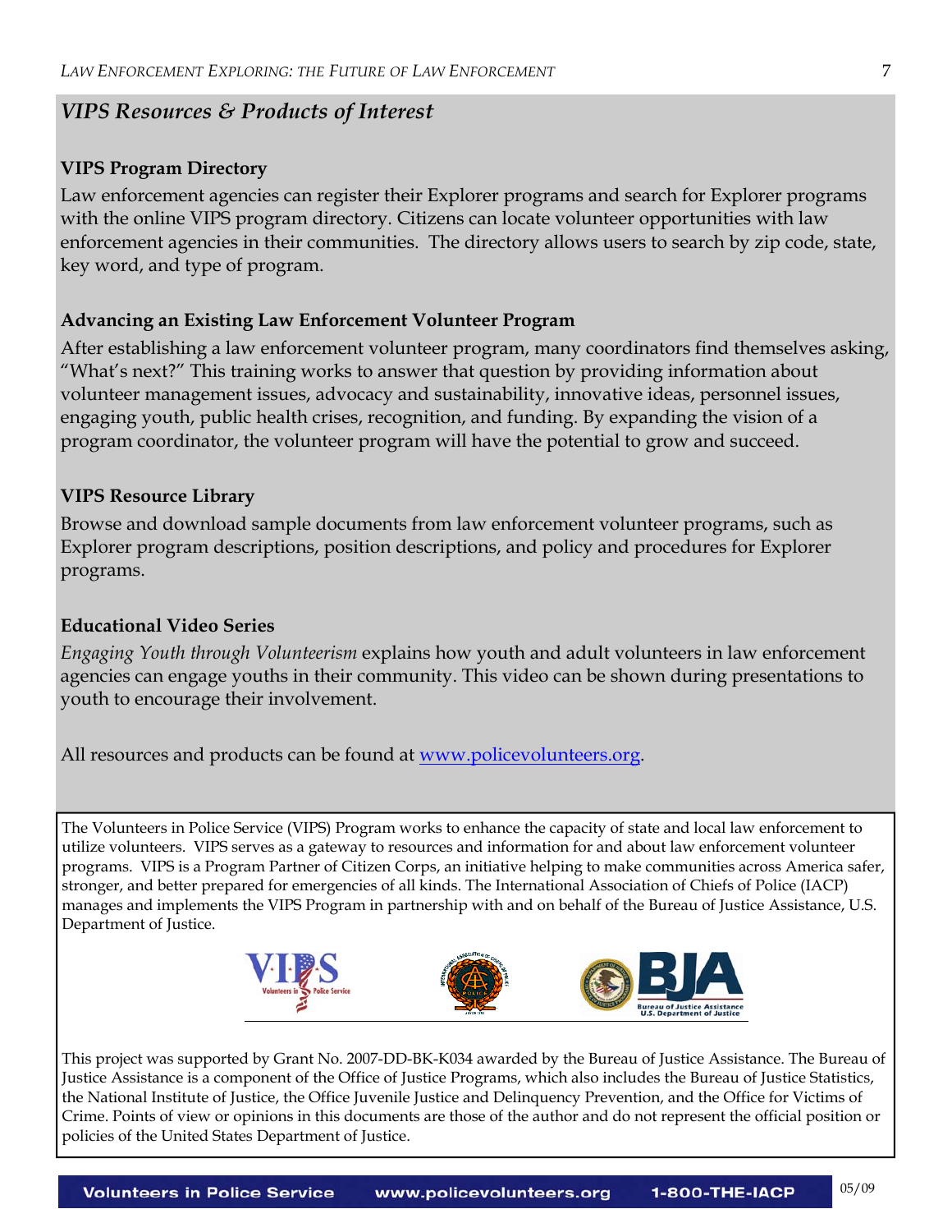## *VIPS Resources & Products of Interest*

### VIPS Program Directory

Law enforcement agencies can register their Explorer programs and search for Explorer programs with the online VIPS program directory. Citizens can locate volunteer opportunities with law enforcement agencies in their communities. The directory allows users to search by zip code, state, key word, and type of program.

### Advancing an Existing Law Enforcement Volunteer Program

After establishing a law enforcement volunteer program, many coordinators find themselves asking, "What's next?" This training works to answer that question by providing information about volunteer management issues, advocacy and sustainability, innovative ideas, personnel issues, engaging youth, public health crises, recognition, and funding. By expanding the vision of a program coordinator, the volunteer program will have the potential to grow and succeed.

### VIPS Resource Library

Browse and download sample documents from law enforcement volunteer programs, such as Explorer program descriptions, position descriptions, and policy and procedures for Explorer programs.

### Educational Video Series

*Engaging Youth through Volunteerism* explains how youth and adult volunteers in law enforcement agencies can engage youths in their community. This video can be shown during presentations to youth to encourage their involvement.

All resources and products can be found at www.policevolunteers.org.

The Volunteers in Police Service (VIPS) Program works to enhance the capacity of state and local law enforcement to utilize volunteers. VIPS serves as a gateway to resources and information for and about law enforcement volunteer programs. VIPS is a Program Partner of Citizen Corps, an initiative helping to make communities across America safer, stronger, and better prepared for emergencies of all kinds. The International Association of Chiefs of Police (IACP) manages and implements the VIPS Program in partnership with and on behalf of the Bureau of Justice Assistance, U.S. Department of Justice.

This project was supported by Grant No. 2007-DD-BK-K034 awarded by the Bureau of Justice Assistance. The Bureau of Justice Assistance is a component of the Office of Justice Programs, which also includes the Bureau of Justice Statistics, the National Institute of Justice, the Office Juvenile Justice and Delinquency Prevention, and the Office for Victims of Crime. Points of view or opinions in this documents are those of the author and do not represent the official position or policies of the United States Department of Justice.

Volunteers in Police Service www.policevolunteers.org 1-800-THE-IACP

05/09